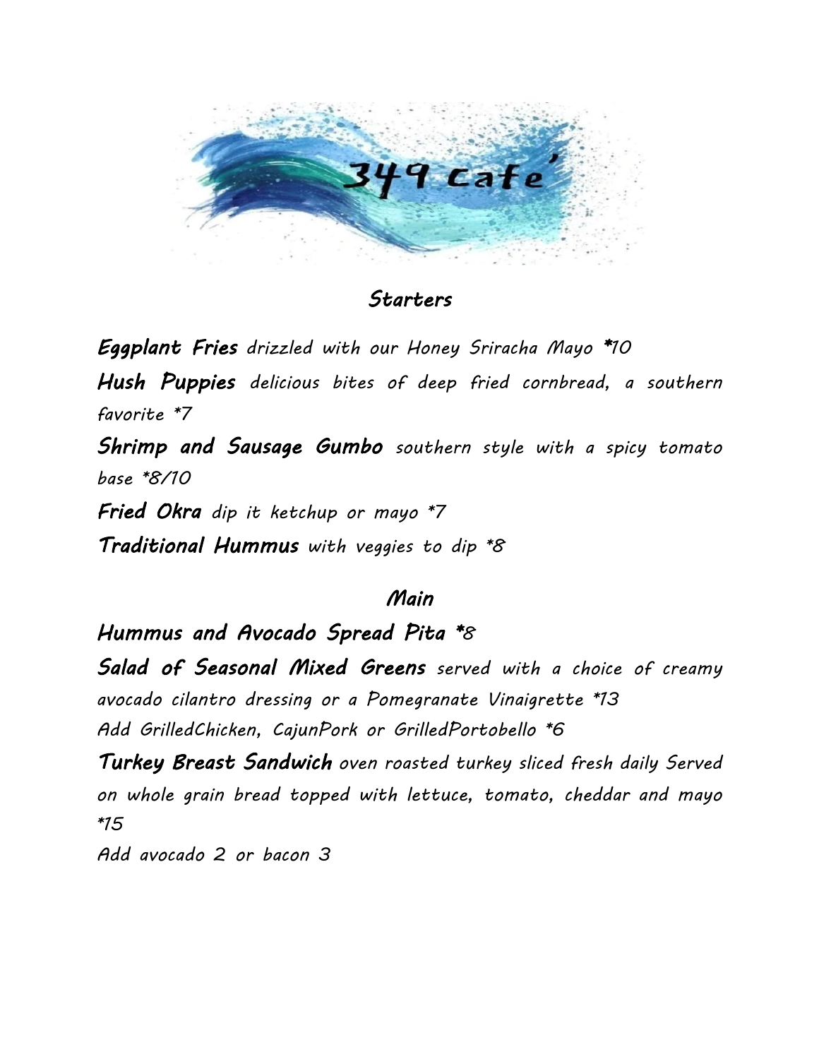# 349 cafe'

## Starters

**Eggplant Fries** *drizzled with our Honey Sriracha Mayo* *10

**Hush Puppies** *delicious bites of deep fried cornbread, a southern favorite* *7

**Shrimp and Sausage Gumbo** *southern style with a spicy tomato base* *8/10

**Fried Okra** *dip it ketchup or mayo* *7

**Traditional Hummus** *with veggies to dip* *8

## Main

**Hummus and Avocado Spread Pita** *8

**Salad of Seasonal Mixed Greens** *served with a choice of creamy avocado cilantro dressing or a Pomegranate Vinaigrette* *13
*Add GrilledChicken, CajunPork or GrilledPortobello* *6

**Turkey Breast Sandwich** *oven roasted turkey sliced fresh daily Served on whole grain bread topped with lettuce, tomato, cheddar and mayo* *15
*Add avocado 2 or bacon 3*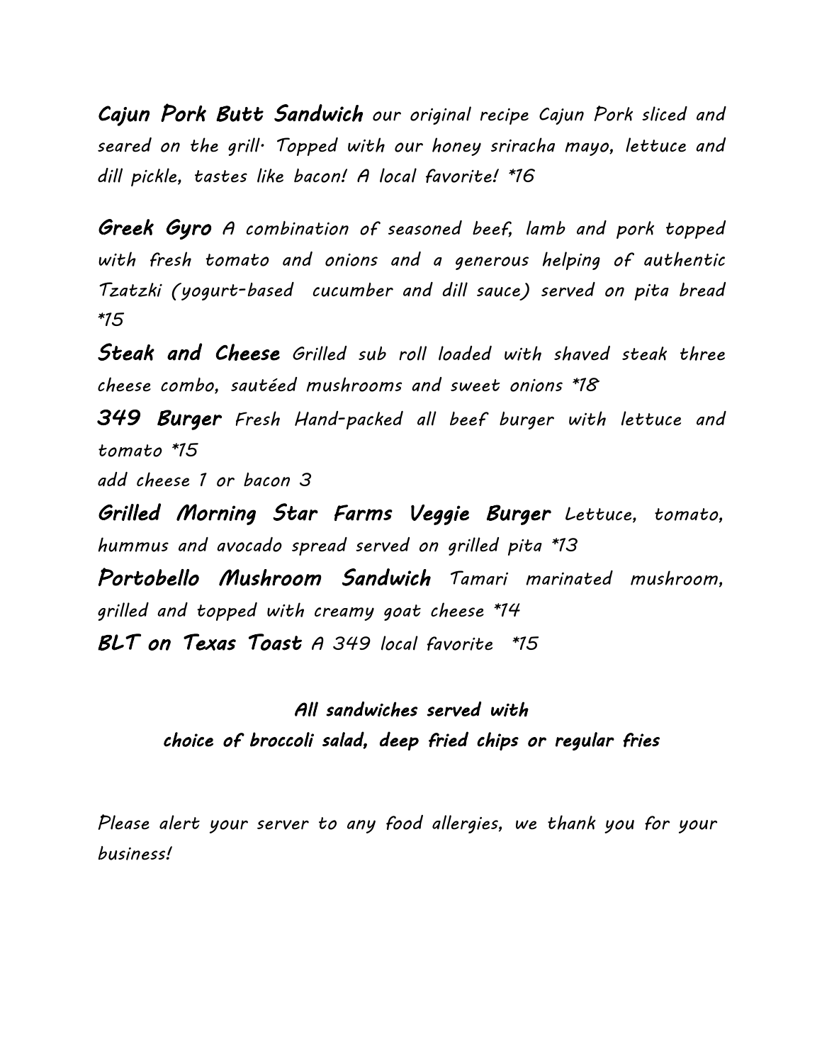***Cajun Pork Butt Sandwich*** *our original recipe Cajun Pork sliced and seared on the grill. Topped with our honey sriracha mayo, lettuce and dill pickle, tastes like bacon! A local favorite! *16*

***Greek Gyro*** *A combination of seasoned beef, lamb and pork topped with fresh tomato and onions and a generous helping of authentic Tzatzki (yogurt-based cucumber and dill sauce) served on pita bread *15*

***Steak and Cheese*** *Grilled sub roll loaded with shaved steak three cheese combo, sautéed mushrooms and sweet onions *18*

***349 Burger*** *Fresh Hand-packed all beef burger with lettuce and tomato *15*

*add cheese 1 or bacon 3*

***Grilled Morning Star Farms Veggie Burger*** *Lettuce, tomato, hummus and avocado spread served on grilled pita *13*

***Portobello Mushroom Sandwich*** *Tamari marinated mushroom, grilled and topped with creamy goat cheese *14*

***BLT on Texas Toast*** *A 349 local favorite *15*

***All sandwiches served with***
***choice of broccoli salad, deep fried chips or regular fries***

*Please alert your server to any food allergies, we thank you for your business!*